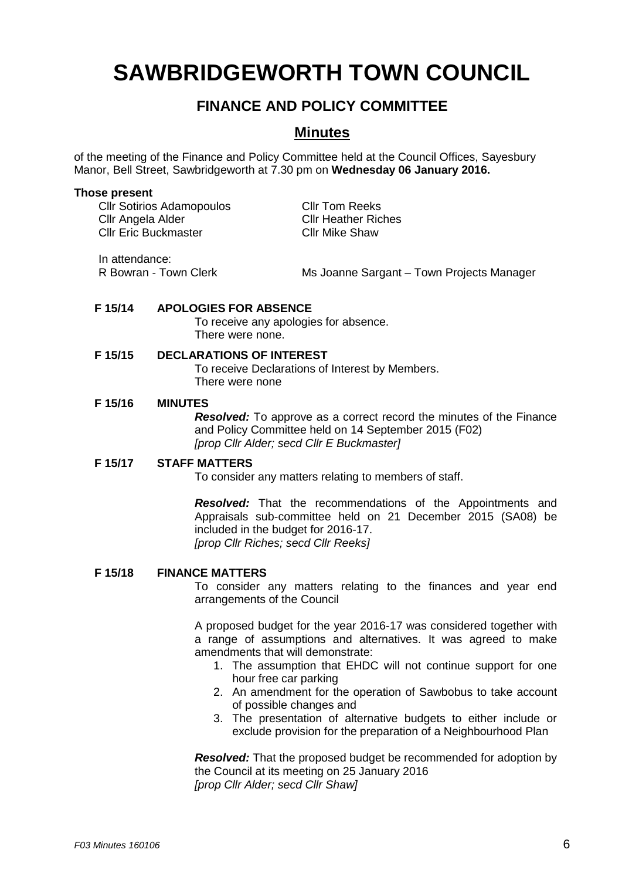# SAWBRIDGEWORTH TOWN COUNCIL

## FINANCE AND POLICY COMMITTEE

## Minutes

of the meeting of the Finance and Policy Committee held at the Council Offices, Sayesbury Manor, Bell Street, Sawbridgeworth at 7.30 pm on **Wednesday 06 January 2016.**

**Those present**

Cllr Sotirios Adamopoulos
Cllr Angela Alder
Cllr Eric Buckmaster
Cllr Tom Reeks
Cllr Heather Riches
Cllr Mike Shaw

In attendance:
R Bowran - Town Clerk
Ms Joanne Sargant – Town Projects Manager

**F 15/14 APOLOGIES FOR ABSENCE**

To receive any apologies for absence.
There were none.

**F 15/15 DECLARATIONS OF INTEREST**

To receive Declarations of Interest by Members.
There were none

**F 15/16 MINUTES**

***Resolved:*** To approve as a correct record the minutes of the Finance and Policy Committee held on 14 September 2015 (F02)
*[prop Cllr Alder; secd Cllr E Buckmaster]*

**F 15/17 STAFF MATTERS**

To consider any matters relating to members of staff.

***Resolved:*** That the recommendations of the Appointments and Appraisals sub-committee held on 21 December 2015 (SA08) be included in the budget for 2016-17.
*[prop Cllr Riches; secd Cllr Reeks]*

**F 15/18 FINANCE MATTERS**

To consider any matters relating to the finances and year end arrangements of the Council

A proposed budget for the year 2016-17 was considered together with a range of assumptions and alternatives. It was agreed to make amendments that will demonstrate:

1. The assumption that EHDC will not continue support for one hour free car parking
2. An amendment for the operation of Sawbobus to take account of possible changes and
3. The presentation of alternative budgets to either include or exclude provision for the preparation of a Neighbourhood Plan

***Resolved:*** That the proposed budget be recommended for adoption by the Council at its meeting on 25 January 2016
*[prop Cllr Alder; secd Cllr Shaw]*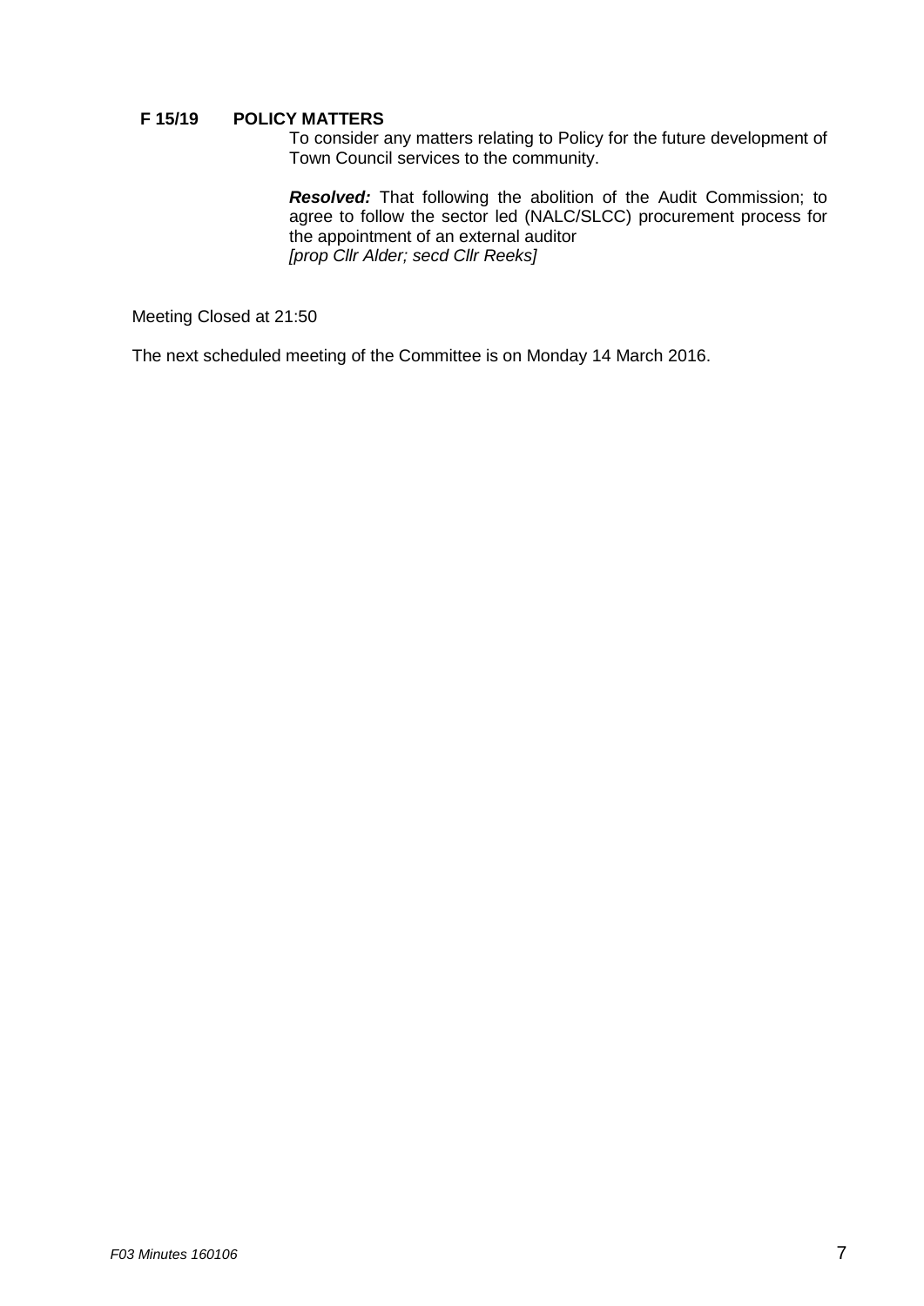**F 15/19 POLICY MATTERS**

To consider any matters relating to Policy for the future development of Town Council services to the community.

***Resolved:*** That following the abolition of the Audit Commission; to agree to follow the sector led (NALC/SLCC) procurement process for the appointment of an external auditor
*[prop Cllr Alder; secd Cllr Reeks]*

Meeting Closed at 21:50

The next scheduled meeting of the Committee is on Monday 14 March 2016.